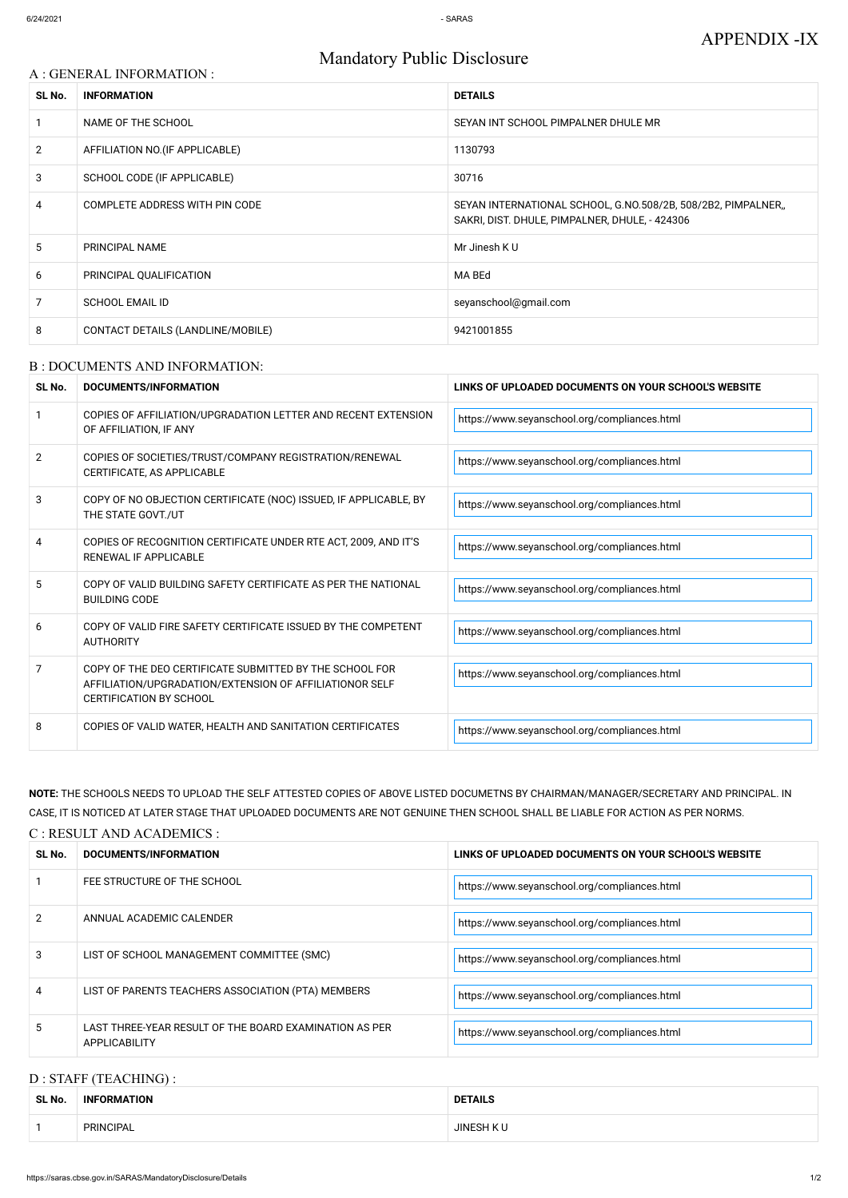APPENDIX -IX

# Mandatory Public Disclosure

## A : GENERAL INFORMATION :

| SL No. | INFORMATION | DETAILS |
|---|---|---|
| 1 | NAME OF THE SCHOOL | SEYAN INT SCHOOL PIMPALNER DHULE MR |
| 2 | AFFILIATION NO.(IF APPLICABLE) | 1130793 |
| 3 | SCHOOL CODE (IF APPLICABLE) | 30716 |
| 4 | COMPLETE ADDRESS WITH PIN CODE | SEYAN INTERNATIONAL SCHOOL, G.NO.508/2B, 508/2B2, PIMPALNER,, SAKRI, DIST. DHULE, PIMPALNER, DHULE, - 424306 |
| 5 | PRINCIPAL NAME | Mr Jinesh K U |
| 6 | PRINCIPAL QUALIFICATION | MA BEd |
| 7 | SCHOOL EMAIL ID | seyanschool@gmail.com |
| 8 | CONTACT DETAILS (LANDLINE/MOBILE) | 9421001855 |

## B : DOCUMENTS AND INFORMATION:

| SL No. | DOCUMENTS/INFORMATION | LINKS OF UPLOADED DOCUMENTS ON YOUR SCHOOL'S WEBSITE |
|---|---|---|
| 1 | COPIES OF AFFILIATION/UPGRADATION LETTER AND RECENT EXTENSION OF AFFILIATION, IF ANY | https://www.seyanschool.org/compliances.html |
| 2 | COPIES OF SOCIETIES/TRUST/COMPANY REGISTRATION/RENEWAL CERTIFICATE, AS APPLICABLE | https://www.seyanschool.org/compliances.html |
| 3 | COPY OF NO OBJECTION CERTIFICATE (NOC) ISSUED, IF APPLICABLE, BY THE STATE GOVT./UT | https://www.seyanschool.org/compliances.html |
| 4 | COPIES OF RECOGNITION CERTIFICATE UNDER RTE ACT, 2009, AND IT'S RENEWAL IF APPLICABLE | https://www.seyanschool.org/compliances.html |
| 5 | COPY OF VALID BUILDING SAFETY CERTIFICATE AS PER THE NATIONAL BUILDING CODE | https://www.seyanschool.org/compliances.html |
| 6 | COPY OF VALID FIRE SAFETY CERTIFICATE ISSUED BY THE COMPETENT AUTHORITY | https://www.seyanschool.org/compliances.html |
| 7 | COPY OF THE DEO CERTIFICATE SUBMITTED BY THE SCHOOL FOR AFFILIATION/UPGRADATION/EXTENSION OF AFFILIATIONOR SELF CERTIFICATION BY SCHOOL | https://www.seyanschool.org/compliances.html |
| 8 | COPIES OF VALID WATER, HEALTH AND SANITATION CERTIFICATES | https://www.seyanschool.org/compliances.html |

**NOTE:** THE SCHOOLS NEEDS TO UPLOAD THE SELF ATTESTED COPIES OF ABOVE LISTED DOCUMETNS BY CHAIRMAN/MANAGER/SECRETARY AND PRINCIPAL. IN CASE, IT IS NOTICED AT LATER STAGE THAT UPLOADED DOCUMENTS ARE NOT GENUINE THEN SCHOOL SHALL BE LIABLE FOR ACTION AS PER NORMS.

## C : RESULT AND ACADEMICS :

| SL No. | DOCUMENTS/INFORMATION | LINKS OF UPLOADED DOCUMENTS ON YOUR SCHOOL'S WEBSITE |
|---|---|---|
| 1 | FEE STRUCTURE OF THE SCHOOL | https://www.seyanschool.org/compliances.html |
| 2 | ANNUAL ACADEMIC CALENDER | https://www.seyanschool.org/compliances.html |
| 3 | LIST OF SCHOOL MANAGEMENT COMMITTEE (SMC) | https://www.seyanschool.org/compliances.html |
| 4 | LIST OF PARENTS TEACHERS ASSOCIATION (PTA) MEMBERS | https://www.seyanschool.org/compliances.html |
| 5 | LAST THREE-YEAR RESULT OF THE BOARD EXAMINATION AS PER APPLICABILITY | https://www.seyanschool.org/compliances.html |

## D : STAFF (TEACHING) :

| SL No. | INFORMATION | DETAILS |
|---|---|---|
| 1 | PRINCIPAL | JINESH K U |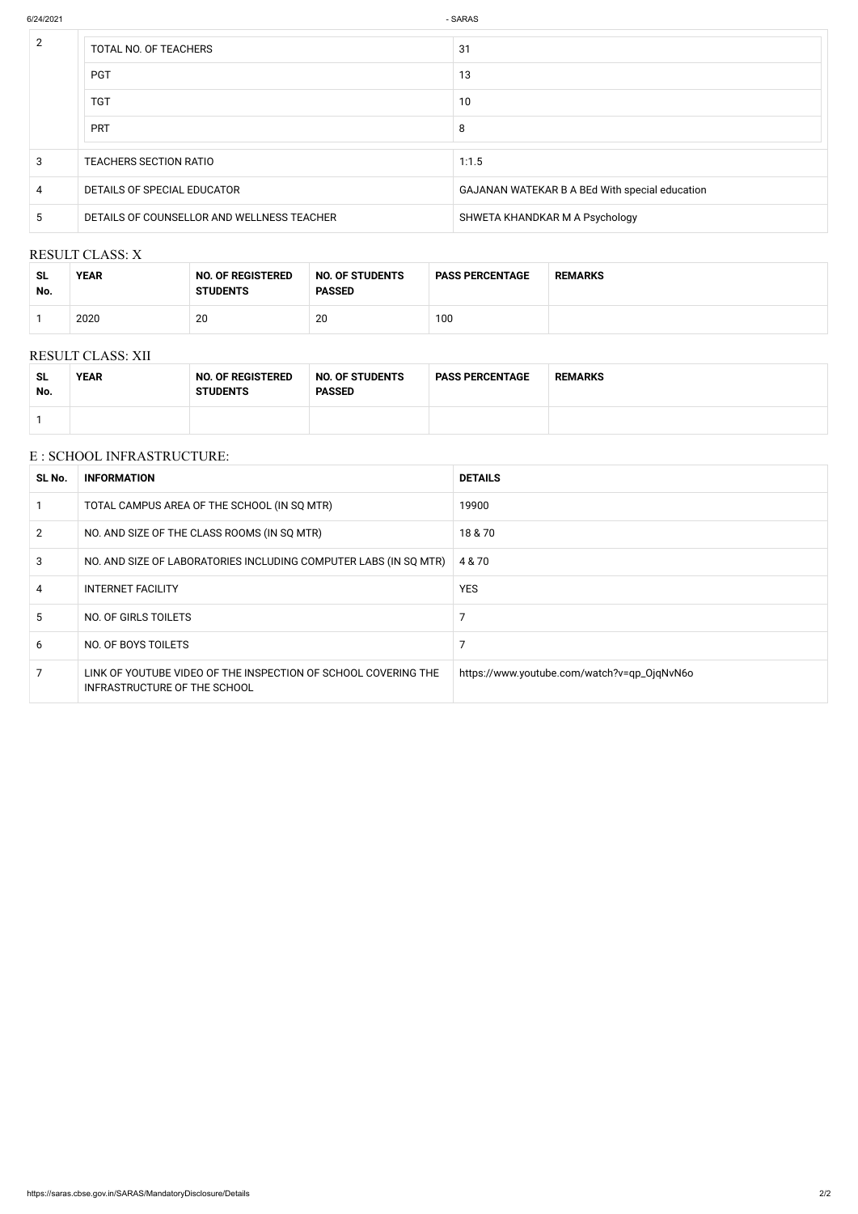| | | |
|---|---|---|
| 2 | TOTAL NO. OF TEACHERS | 31 |
| | PGT | 13 |
| | TGT | 10 |
| | PRT | 8 |
| 3 | TEACHERS SECTION RATIO | 1:1.5 |
| 4 | DETAILS OF SPECIAL EDUCATOR | GAJANAN WATEKAR B A BEd With special education |
| 5 | DETAILS OF COUNSELLOR AND WELLNESS TEACHER | SHWETA KHANDKAR M A Psychology |

## RESULT CLASS: X

| SL No. | YEAR | NO. OF REGISTERED STUDENTS | NO. OF STUDENTS PASSED | PASS PERCENTAGE | REMARKS |
|---|---|---|---|---|---|
| 1 | 2020 | 20 | 20 | 100 | |

## RESULT CLASS: XII

| SL No. | YEAR | NO. OF REGISTERED STUDENTS | NO. OF STUDENTS PASSED | PASS PERCENTAGE | REMARKS |
|---|---|---|---|---|---|
| 1 | | | | | |

## E : SCHOOL INFRASTRUCTURE:

| SL No. | INFORMATION | DETAILS |
|---|---|---|
| 1 | TOTAL CAMPUS AREA OF THE SCHOOL (IN SQ MTR) | 19900 |
| 2 | NO. AND SIZE OF THE CLASS ROOMS (IN SQ MTR) | 18 & 70 |
| 3 | NO. AND SIZE OF LABORATORIES INCLUDING COMPUTER LABS (IN SQ MTR) | 4 & 70 |
| 4 | INTERNET FACILITY | YES |
| 5 | NO. OF GIRLS TOILETS | 7 |
| 6 | NO. OF BOYS TOILETS | 7 |
| 7 | LINK OF YOUTUBE VIDEO OF THE INSPECTION OF SCHOOL COVERING THE INFRASTRUCTURE OF THE SCHOOL | https://www.youtube.com/watch?v=qp_OjqNvN6o |